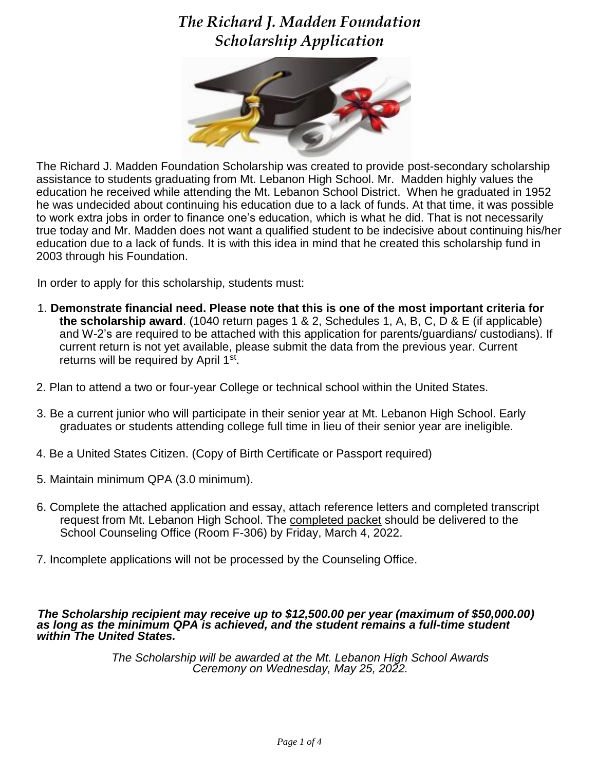# *The Richard J. Madden Foundation Scholarship Application*

The Richard J. Madden Foundation Scholarship was created to provide post-secondary scholarship assistance to students graduating from Mt. Lebanon High School. Mr. Madden highly values the education he received while attending the Mt. Lebanon School District. When he graduated in 1952 he was undecided about continuing his education due to a lack of funds. At that time, it was possible to work extra jobs in order to finance one's education, which is what he did. That is not necessarily true today and Mr. Madden does not want a qualified student to be indecisive about continuing his/her education due to a lack of funds. It is with this idea in mind that he created this scholarship fund in 2003 through his Foundation.

In order to apply for this scholarship, students must:

1. **Demonstrate financial need. Please note that this is one of the most important criteria for the scholarship award**. (1040 return pages 1 & 2, Schedules 1, A, B, C, D & E (if applicable) and W-2's are required to be attached with this application for parents/guardians/ custodians). If current return is not yet available, please submit the data from the previous year. Current returns will be required by April 1st.

2. Plan to attend a two or four-year College or technical school within the United States.

3. Be a current junior who will participate in their senior year at Mt. Lebanon High School. Early graduates or students attending college full time in lieu of their senior year are ineligible.

4. Be a United States Citizen. (Copy of Birth Certificate or Passport required)

5. Maintain minimum QPA (3.0 minimum).

6. Complete the attached application and essay, attach reference letters and completed transcript request from Mt. Lebanon High School. The completed packet should be delivered to the School Counseling Office (Room F-306) by Friday, March 4, 2022.

7. Incomplete applications will not be processed by the Counseling Office.

***The Scholarship recipient may receive up to $12,500.00 per year (maximum of $50,000.00) as long as the minimum QPA is achieved, and the student remains a full-time student within The United States.***

*The Scholarship will be awarded at the Mt. Lebanon High School Awards Ceremony on Wednesday, May 25, 2022.*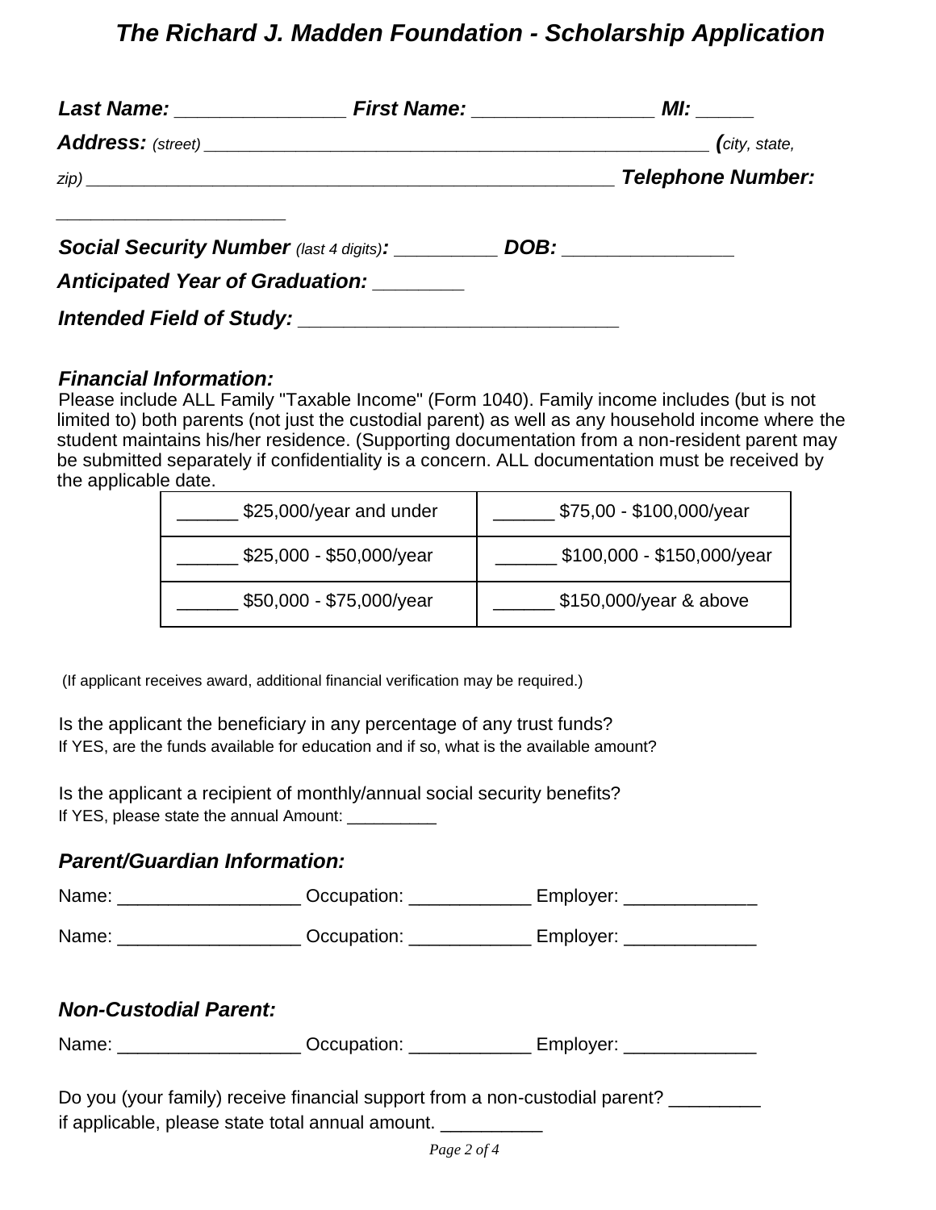# *The Richard J. Madden Foundation - Scholarship Application*

***Last Name:*** _______________ ***First Name:*** ________________ ***MI:*** _____

***Address:*** *(street)* ____________________________________________________ ***(****city, state,*

*zip)* ________________________________________________________ ***Telephone Number:***

______________________

***Social Security Number*** *(last 4 digits)****:*** __________ ***DOB:*** ________________

***Anticipated Year of Graduation:*** ________

***Intended Field of Study:*** _____________________________

### *Financial Information:*

Please include ALL Family "Taxable Income" (Form 1040). Family income includes (but is not limited to) both parents (not just the custodial parent) as well as any household income where the student maintains his/her residence. (Supporting documentation from a non-resident parent may be submitted separately if confidentiality is a concern. ALL documentation must be received by the applicable date.

| | |
|---|---|
| ______ $25,000/year and under | ______ $75,00 - $100,000/year |
| ______ $25,000 - $50,000/year | ______ $100,000 - $150,000/year |
| ______ $50,000 - $75,000/year | ______ $150,000/year & above |

(If applicant receives award, additional financial verification may be required.)

Is the applicant the beneficiary in any percentage of any trust funds?
If YES, are the funds available for education and if so, what is the available amount?

Is the applicant a recipient of monthly/annual social security benefits?
If YES, please state the annual Amount: __________

### *Parent/Guardian Information:*

Name: _________________ Occupation: ___________ Employer: ____________

Name: _________________ Occupation: ___________ Employer: ____________

### *Non-Custodial Parent:*

Name: _________________ Occupation: ___________ Employer: ____________

Do you (your family) receive financial support from a non-custodial parent? _________
if applicable, please state total annual amount. __________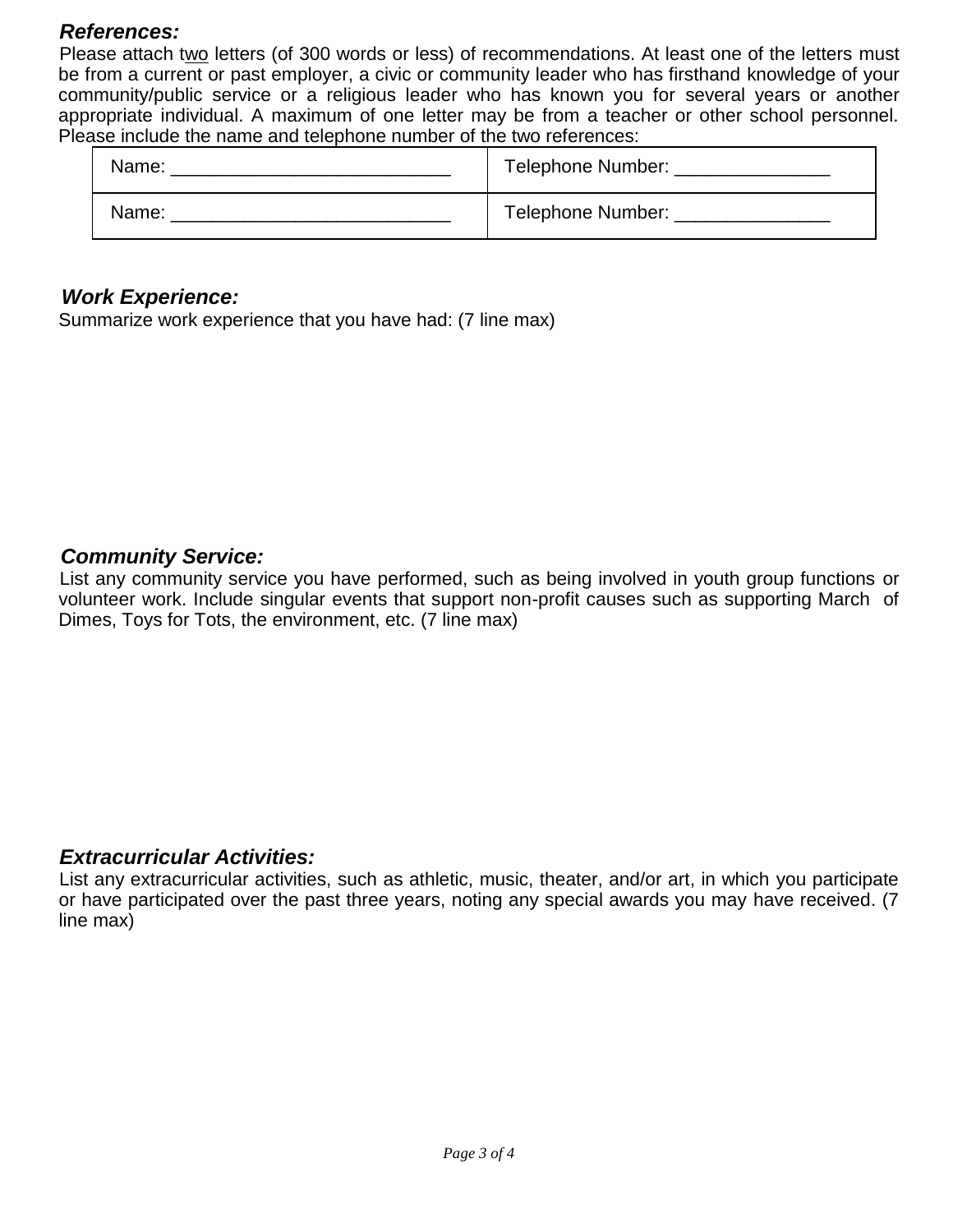### *References:*

Please attach two letters (of 300 words or less) of recommendations. At least one of the letters must be from a current or past employer, a civic or community leader who has firsthand knowledge of your community/public service or a religious leader who has known you for several years or another appropriate individual. A maximum of one letter may be from a teacher or other school personnel. Please include the name and telephone number of the two references:

| Name: ___________________________ | Telephone Number: _______________ |
|---|---|
| Name: ___________________________ | Telephone Number: _______________ |

### *Work Experience:*

Summarize work experience that you have had: (7 line max)

### *Community Service:*

List any community service you have performed, such as being involved in youth group functions or volunteer work. Include singular events that support non-profit causes such as supporting March of Dimes, Toys for Tots, the environment, etc. (7 line max)

### *Extracurricular Activities:*

List any extracurricular activities, such as athletic, music, theater, and/or art, in which you participate or have participated over the past three years, noting any special awards you may have received. (7 line max)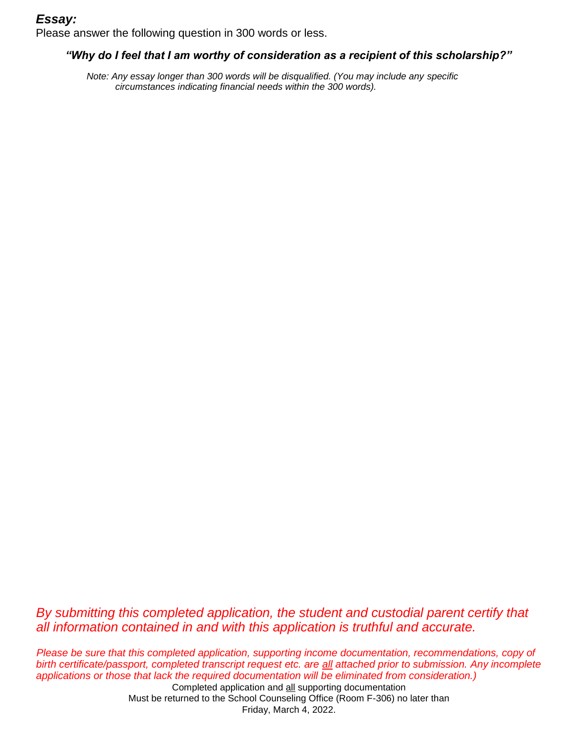***Essay:***

Please answer the following question in 300 words or less.

***"Why do I feel that I am worthy of consideration as a recipient of this scholarship?"***

*Note: Any essay longer than 300 words will be disqualified. (You may include any specific circumstances indicating financial needs within the 300 words).*

*By submitting this completed application, the student and custodial parent certify that all information contained in and with this application is truthful and accurate.*

*Please be sure that this completed application, supporting income documentation, recommendations, copy of birth certificate/passport, completed transcript request etc. are all attached prior to submission. Any incomplete applications or those that lack the required documentation will be eliminated from consideration.)*

Completed application and all supporting documentation
Must be returned to the School Counseling Office (Room F-306) no later than
Friday, March 4, 2022.